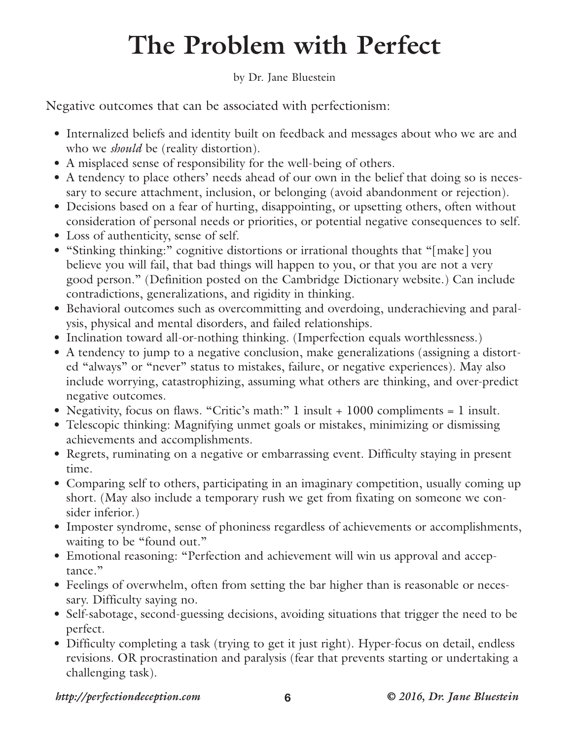# The Problem with Perfect

by Dr. Jane Bluestein

Negative outcomes that can be associated with perfectionism:

- Internalized beliefs and identity built on feedback and messages about who we are and who we *should* be (reality distortion).
- A misplaced sense of responsibility for the well-being of others.
- A tendency to place others' needs ahead of our own in the belief that doing so is necessary to secure attachment, inclusion, or belonging (avoid abandonment or rejection).
- Decisions based on a fear of hurting, disappointing, or upsetting others, often without consideration of personal needs or priorities, or potential negative consequences to self.
- Loss of authenticity, sense of self.
- "Stinking thinking:" cognitive distortions or irrational thoughts that "[make] you believe you will fail, that bad things will happen to you, or that you are not a very good person." (Definition posted on the Cambridge Dictionary website.) Can include contradictions, generalizations, and rigidity in thinking.
- Behavioral outcomes such as overcommitting and overdoing, underachieving and paralysis, physical and mental disorders, and failed relationships.
- Inclination toward all-or-nothing thinking. (Imperfection equals worthlessness.)
- A tendency to jump to a negative conclusion, make generalizations (assigning a distorted "always" or "never" status to mistakes, failure, or negative experiences). May also include worrying, catastrophizing, assuming what others are thinking, and over-predict negative outcomes.
- Negativity, focus on flaws. "Critic's math:" 1 insult + 1000 compliments = 1 insult.
- Telescopic thinking: Magnifying unmet goals or mistakes, minimizing or dismissing achievements and accomplishments.
- Regrets, ruminating on a negative or embarrassing event. Difficulty staying in present time.
- Comparing self to others, participating in an imaginary competition, usually coming up short. (May also include a temporary rush we get from fixating on someone we consider inferior.)
- Imposter syndrome, sense of phoniness regardless of achievements or accomplishments, waiting to be "found out."
- Emotional reasoning: "Perfection and achievement will win us approval and acceptance."
- Feelings of overwhelm, often from setting the bar higher than is reasonable or necessary. Difficulty saying no.
- Self-sabotage, second-guessing decisions, avoiding situations that trigger the need to be perfect.
- Difficulty completing a task (trying to get it just right). Hyper-focus on detail, endless revisions. OR procrastination and paralysis (fear that prevents starting or undertaking a challenging task).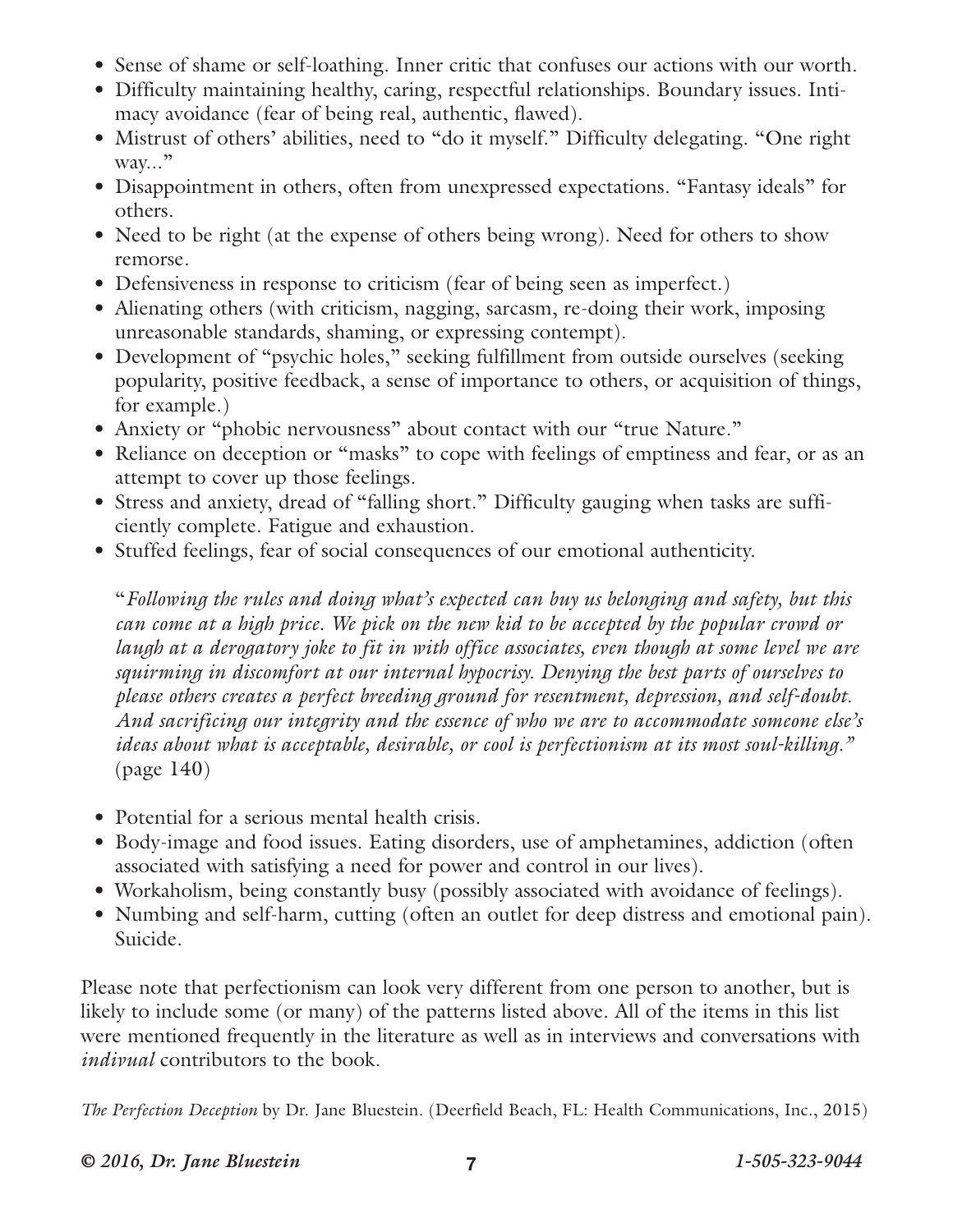- Sense of shame or self-loathing. Inner critic that confuses our actions with our worth.
- Difficulty maintaining healthy, caring, respectful relationships. Boundary issues. Intimacy avoidance (fear of being real, authentic, flawed).
- Mistrust of others' abilities, need to "do it myself." Difficulty delegating. "One right way..."
- Disappointment in others, often from unexpressed expectations. "Fantasy ideals" for others.
- Need to be right (at the expense of others being wrong). Need for others to show remorse.
- Defensiveness in response to criticism (fear of being seen as imperfect.)
- Alienating others (with criticism, nagging, sarcasm, re-doing their work, imposing unreasonable standards, shaming, or expressing contempt).
- Development of "psychic holes," seeking fulfillment from outside ourselves (seeking popularity, positive feedback, a sense of importance to others, or acquisition of things, for example.)
- Anxiety or "phobic nervousness" about contact with our "true Nature."
- Reliance on deception or "masks" to cope with feelings of emptiness and fear, or as an attempt to cover up those feelings.
- Stress and anxiety, dread of "falling short." Difficulty gauging when tasks are sufficiently complete. Fatigue and exhaustion.
- Stuffed feelings, fear of social consequences of our emotional authenticity.

  "*Following the rules and doing what's expected can buy us belonging and safety, but this can come at a high price. We pick on the new kid to be accepted by the popular crowd or laugh at a derogatory joke to fit in with office associates, even though at some level we are squirming in discomfort at our internal hypocrisy. Denying the best parts of ourselves to please others creates a perfect breeding ground for resentment, depression, and self-doubt. And sacrificing our integrity and the essence of who we are to accommodate someone else's ideas about what is acceptable, desirable, or cool is perfectionism at its most soul-killing.*" (page 140)

- Potential for a serious mental health crisis.
- Body-image and food issues. Eating disorders, use of amphetamines, addiction (often associated with satisfying a need for power and control in our lives).
- Workaholism, being constantly busy (possibly associated with avoidance of feelings).
- Numbing and self-harm, cutting (often an outlet for deep distress and emotional pain). Suicide.

Please note that perfectionism can look very different from one person to another, but is likely to include some (or many) of the patterns listed above. All of the items in this list were mentioned frequently in the literature as well as in interviews and conversations with *indivual* contributors to the book.

*The Perfection Deception* by Dr. Jane Bluestein. (Deerfield Beach, FL: Health Communications, Inc., 2015)